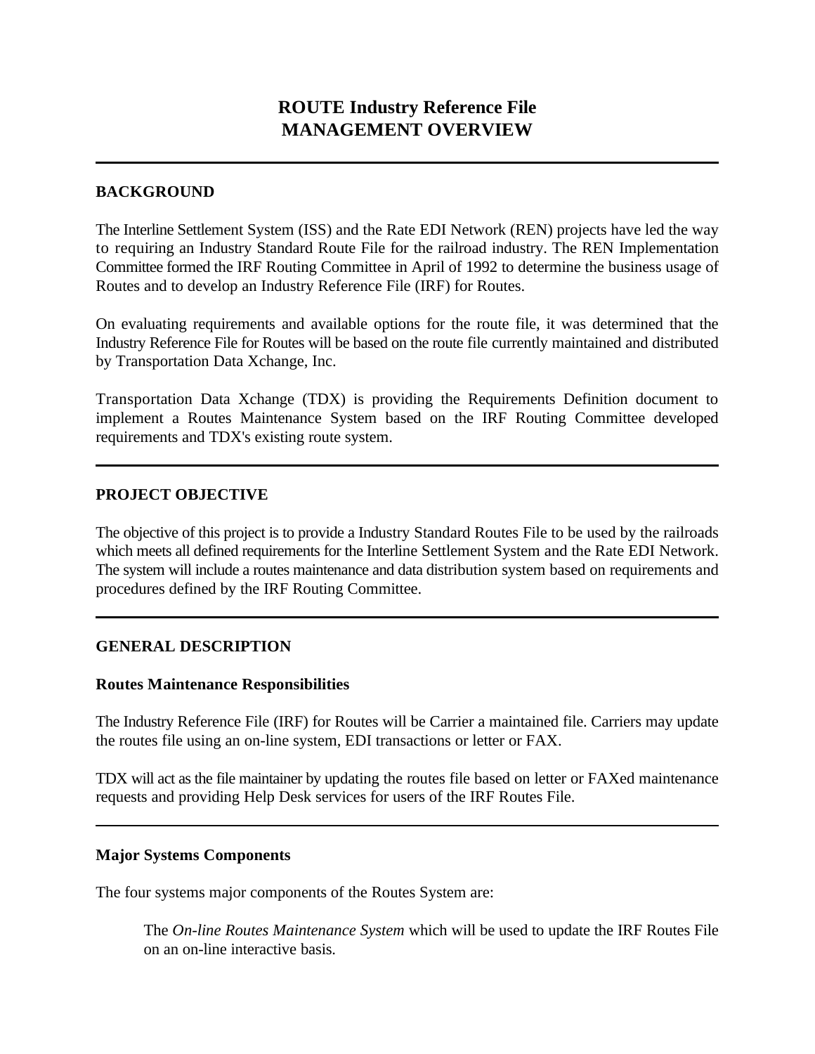# ROUTE Industry Reference File
# MANAGEMENT OVERVIEW

---

## BACKGROUND

The Interline Settlement System (ISS) and the Rate EDI Network (REN) projects have led the way to requiring an Industry Standard Route File for the railroad industry. The REN Implementation Committee formed the IRF Routing Committee in April of 1992 to determine the business usage of Routes and to develop an Industry Reference File (IRF) for Routes.

On evaluating requirements and available options for the route file, it was determined that the Industry Reference File for Routes will be based on the route file currently maintained and distributed by Transportation Data Xchange, Inc.

Transportation Data Xchange (TDX) is providing the Requirements Definition document to implement a Routes Maintenance System based on the IRF Routing Committee developed requirements and TDX's existing route system.

---

## PROJECT OBJECTIVE

The objective of this project is to provide a Industry Standard Routes File to be used by the railroads which meets all defined requirements for the Interline Settlement System and the Rate EDI Network. The system will include a routes maintenance and data distribution system based on requirements and procedures defined by the IRF Routing Committee.

---

## GENERAL DESCRIPTION

### Routes Maintenance Responsibilities

The Industry Reference File (IRF) for Routes will be Carrier a maintained file. Carriers may update the routes file using an on-line system, EDI transactions or letter or FAX.

TDX will act as the file maintainer by updating the routes file based on letter or FAXed maintenance requests and providing Help Desk services for users of the IRF Routes File.

---

### Major Systems Components

The four systems major components of the Routes System are:

The *On-line Routes Maintenance System* which will be used to update the IRF Routes File on an on-line interactive basis.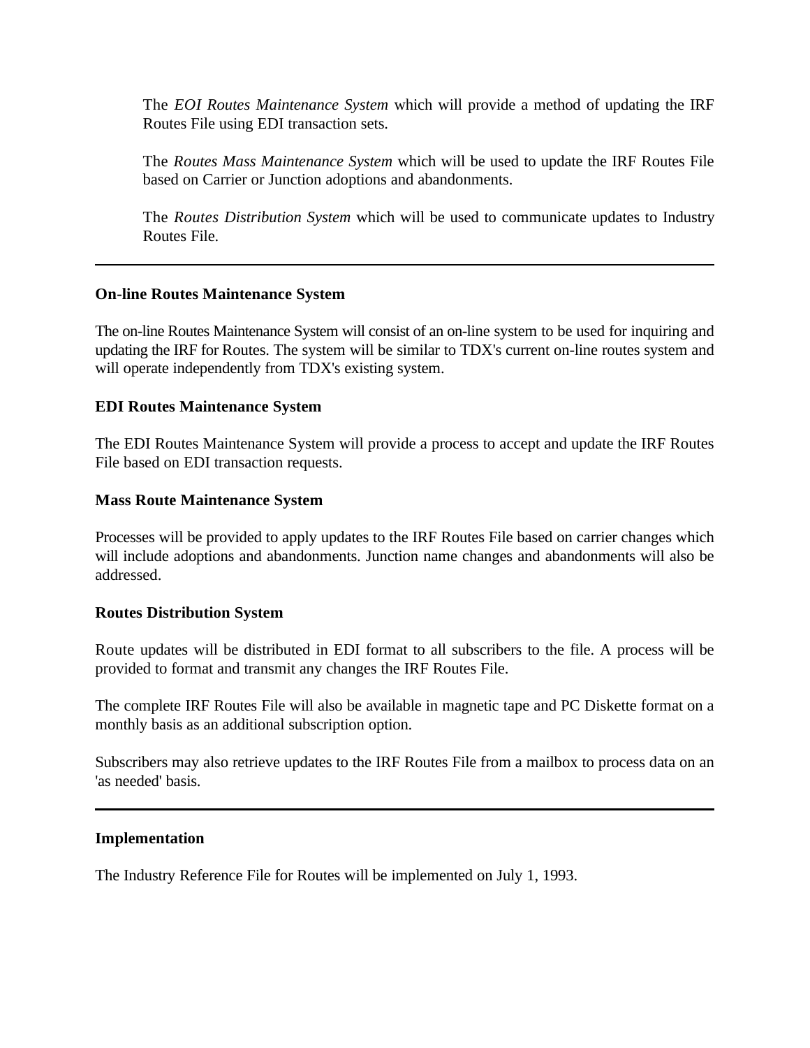The *EOI Routes Maintenance System* which will provide a method of updating the IRF Routes File using EDI transaction sets.

The *Routes Mass Maintenance System* which will be used to update the IRF Routes File based on Carrier or Junction adoptions and abandonments.

The *Routes Distribution System* which will be used to communicate updates to Industry Routes File.

---

**On-line Routes Maintenance System**

The on-line Routes Maintenance System will consist of an on-line system to be used for inquiring and updating the IRF for Routes. The system will be similar to TDX's current on-line routes system and will operate independently from TDX's existing system.

**EDI Routes Maintenance System**

The EDI Routes Maintenance System will provide a process to accept and update the IRF Routes File based on EDI transaction requests.

**Mass Route Maintenance System**

Processes will be provided to apply updates to the IRF Routes File based on carrier changes which will include adoptions and abandonments. Junction name changes and abandonments will also be addressed.

**Routes Distribution System**

Route updates will be distributed in EDI format to all subscribers to the file. A process will be provided to format and transmit any changes the IRF Routes File.

The complete IRF Routes File will also be available in magnetic tape and PC Diskette format on a monthly basis as an additional subscription option.

Subscribers may also retrieve updates to the IRF Routes File from a mailbox to process data on an 'as needed' basis.

---

**Implementation**

The Industry Reference File for Routes will be implemented on July 1, 1993.